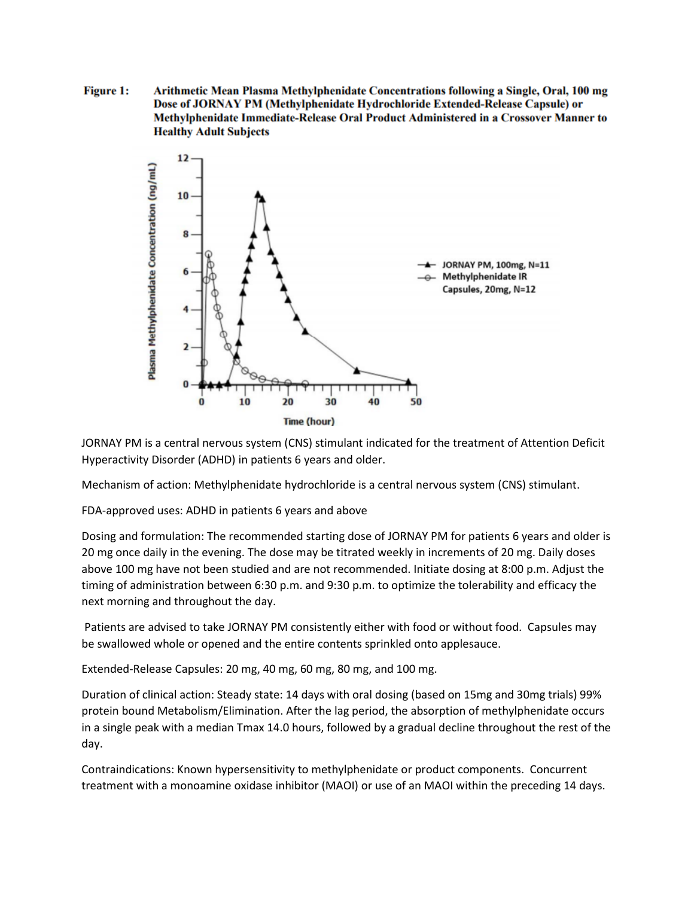**Figure 1: Arithmetic Mean Plasma Methylphenidate Concentrations following a Single, Oral, 100 mg Dose of JORNAY PM (Methylphenidate Hydrochloride Extended-Release Capsule) or Methylphenidate Immediate-Release Oral Product Administered in a Crossover Manner to Healthy Adult Subjects**

JORNAY PM is a central nervous system (CNS) stimulant indicated for the treatment of Attention Deficit Hyperactivity Disorder (ADHD) in patients 6 years and older.

Mechanism of action: Methylphenidate hydrochloride is a central nervous system (CNS) stimulant.

FDA-approved uses: ADHD in patients 6 years and above

Dosing and formulation: The recommended starting dose of JORNAY PM for patients 6 years and older is 20 mg once daily in the evening. The dose may be titrated weekly in increments of 20 mg. Daily doses above 100 mg have not been studied and are not recommended. Initiate dosing at 8:00 p.m. Adjust the timing of administration between 6:30 p.m. and 9:30 p.m. to optimize the tolerability and efficacy the next morning and throughout the day.

Patients are advised to take JORNAY PM consistently either with food or without food. Capsules may be swallowed whole or opened and the entire contents sprinkled onto applesauce.

Extended-Release Capsules: 20 mg, 40 mg, 60 mg, 80 mg, and 100 mg.

Duration of clinical action: Steady state: 14 days with oral dosing (based on 15mg and 30mg trials) 99% protein bound Metabolism/Elimination. After the lag period, the absorption of methylphenidate occurs in a single peak with a median Tmax 14.0 hours, followed by a gradual decline throughout the rest of the day.

Contraindications: Known hypersensitivity to methylphenidate or product components. Concurrent treatment with a monoamine oxidase inhibitor (MAOI) or use of an MAOI within the preceding 14 days.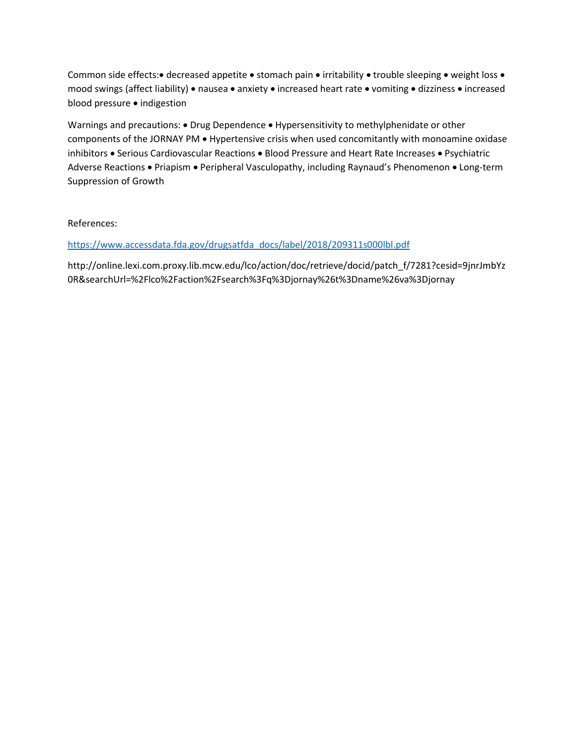Common side effects:• decreased appetite • stomach pain • irritability • trouble sleeping • weight loss • mood swings (affect liability) • nausea • anxiety • increased heart rate • vomiting • dizziness • increased blood pressure • indigestion

Warnings and precautions: • Drug Dependence • Hypersensitivity to methylphenidate or other components of the JORNAY PM • Hypertensive crisis when used concomitantly with monoamine oxidase inhibitors • Serious Cardiovascular Reactions • Blood Pressure and Heart Rate Increases • Psychiatric Adverse Reactions • Priapism • Peripheral Vasculopathy, including Raynaud's Phenomenon • Long-term Suppression of Growth

References:

https://www.accessdata.fda.gov/drugsatfda_docs/label/2018/209311s000lbl.pdf

http://online.lexi.com.proxy.lib.mcw.edu/lco/action/doc/retrieve/docid/patch_f/7281?cesid=9jnrJmbYz0R&searchUrl=%2Flco%2Faction%2Fsearch%3Fq%3Djornay%26t%3Dname%26va%3Djornay